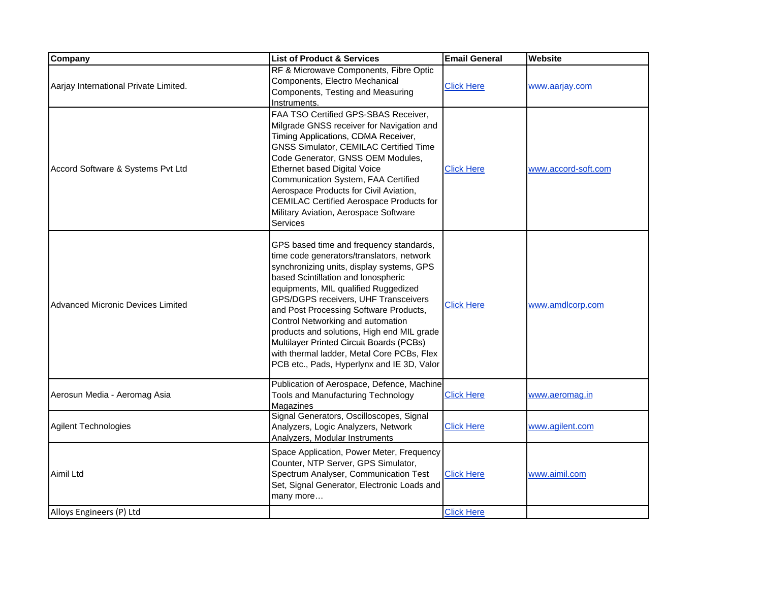| Company | List of Product & Services | Email General | Website |
|---|---|---|---|
| Aarjay International Private Limited. | RF & Microwave Components, Fibre Optic Components, Electro Mechanical Components, Testing and Measuring Instruments. | Click Here | www.aarjay.com |
| Accord Software & Systems Pvt Ltd | FAA TSO Certified GPS-SBAS Receiver, Milgrade GNSS receiver for Navigation and Timing Applications, CDMA Receiver, GNSS Simulator, CEMILAC Certified Time Code Generator, GNSS OEM Modules, Ethernet based Digital Voice Communication System, FAA Certified Aerospace Products for Civil Aviation, CEMILAC Certified Aerospace Products for Military Aviation, Aerospace Software Services | Click Here | www.accord-soft.com |
| Advanced Micronic Devices Limited | GPS based time and frequency standards, time code generators/translators, network synchronizing units, display systems, GPS based Scintillation and Ionospheric equipments, MIL qualified Ruggedized GPS/DGPS receivers, UHF Transceivers and Post Processing Software Products, Control Networking and automation products and solutions, High end MIL grade Multilayer Printed Circuit Boards (PCBs) with thermal ladder, Metal Core PCBs, Flex PCB etc., Pads, Hyperlynx and IE 3D, Valor | Click Here | www.amdlcorp.com |
| Aerosun Media - Aeromag Asia | Publication of Aerospace, Defence, Machine Tools and Manufacturing Technology Magazines | Click Here | www.aeromag.in |
| Agilent Technologies | Signal Generators, Oscilloscopes, Signal Analyzers, Logic Analyzers, Network Analyzers, Modular Instruments | Click Here | www.agilent.com |
| Aimil Ltd | Space Application, Power Meter, Frequency Counter, NTP Server, GPS Simulator, Spectrum Analyser, Communication Test Set, Signal Generator, Electronic Loads and many more… | Click Here | www.aimil.com |
| Alloys Engineers (P) Ltd | | Click Here | |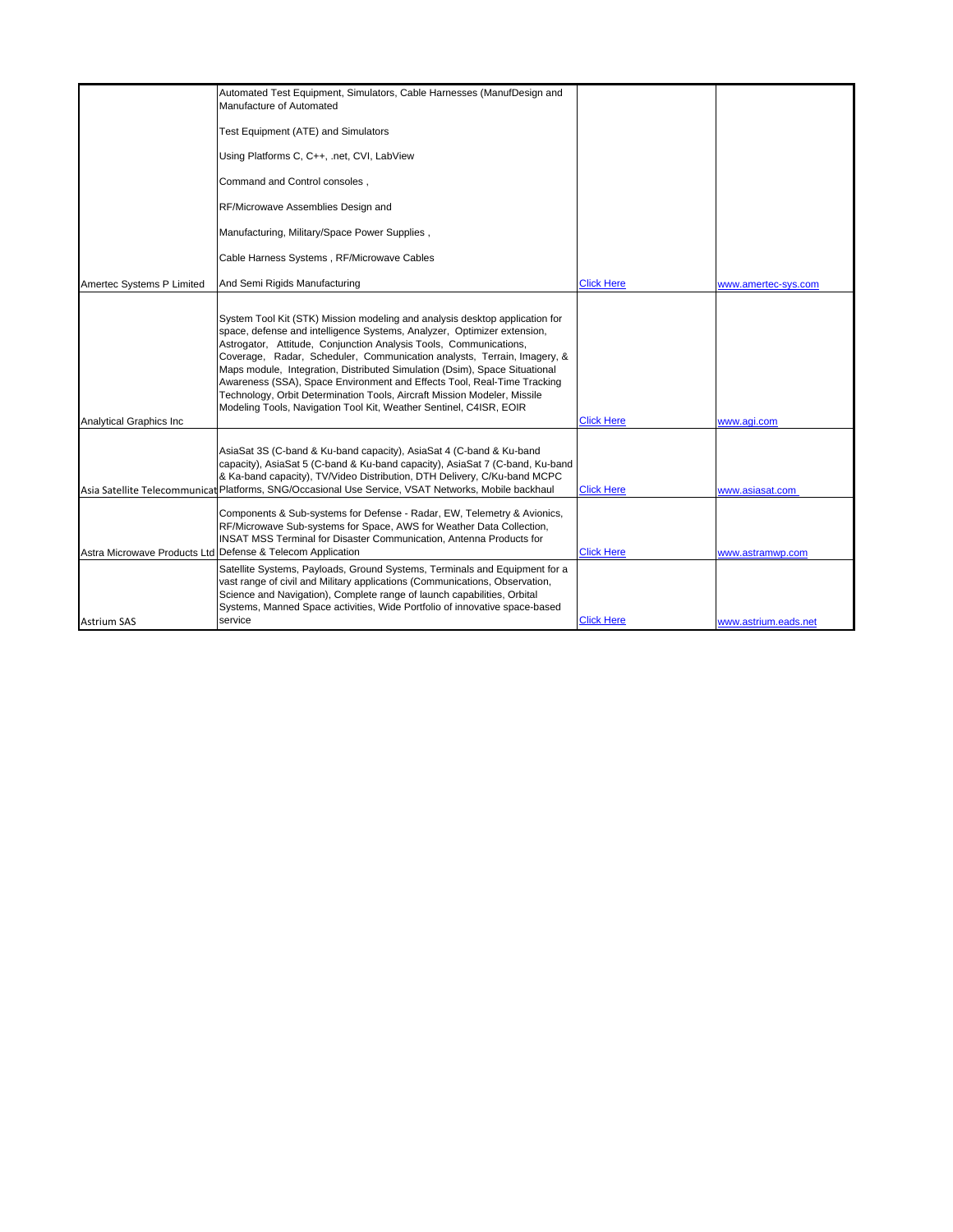| | | | |
|---|---|---|---|
| Amertec Systems P Limited | Automated Test Equipment, Simulators, Cable Harnesses (ManufDesign and Manufacture of Automated<br><br>Test Equipment (ATE) and Simulators<br><br>Using Platforms C, C++, .net, CVI, LabView<br><br>Command and Control consoles ,<br><br>RF/Microwave Assemblies Design and<br><br>Manufacturing, Military/Space Power Supplies ,<br><br>Cable Harness Systems , RF/Microwave Cables<br><br>And Semi Rigids Manufacturing | Click Here | www.amertec-sys.com |
| Analytical Graphics Inc | System Tool Kit (STK) Mission modeling and analysis desktop application for space, defense and intelligence Systems, Analyzer, Optimizer extension, Astrogator, Attitude, Conjunction Analysis Tools, Communications, Coverage, Radar, Scheduler, Communication analysts, Terrain, Imagery, & Maps module, Integration, Distributed Simulation (Dsim), Space Situational Awareness (SSA), Space Environment and Effects Tool, Real-Time Tracking Technology, Orbit Determination Tools, Aircraft Mission Modeler, Missile Modeling Tools, Navigation Tool Kit, Weather Sentinel, C4ISR, EOIR | Click Here | www.agi.com |
| Asia Satellite Telecommunicat | AsiaSat 3S (C-band & Ku-band capacity), AsiaSat 4 (C-band & Ku-band capacity), AsiaSat 5 (C-band & Ku-band capacity), AsiaSat 7 (C-band, Ku-band & Ka-band capacity), TV/Video Distribution, DTH Delivery, C/Ku-band MCPC Platforms, SNG/Occasional Use Service, VSAT Networks, Mobile backhaul | Click Here | www.asiasat.com |
| Astra Microwave Products Ltd | Components & Sub-systems for Defense - Radar, EW, Telemetry & Avionics, RF/Microwave Sub-systems for Space, AWS for Weather Data Collection, INSAT MSS Terminal for Disaster Communication, Antenna Products for Defense & Telecom Application | Click Here | www.astramwp.com |
| Astrium SAS | Satellite Systems, Payloads, Ground Systems, Terminals and Equipment for a vast range of civil and Military applications (Communications, Observation, Science and Navigation), Complete range of launch capabilities, Orbital Systems, Manned Space activities, Wide Portfolio of innovative space-based service | Click Here | www.astrium.eads.net |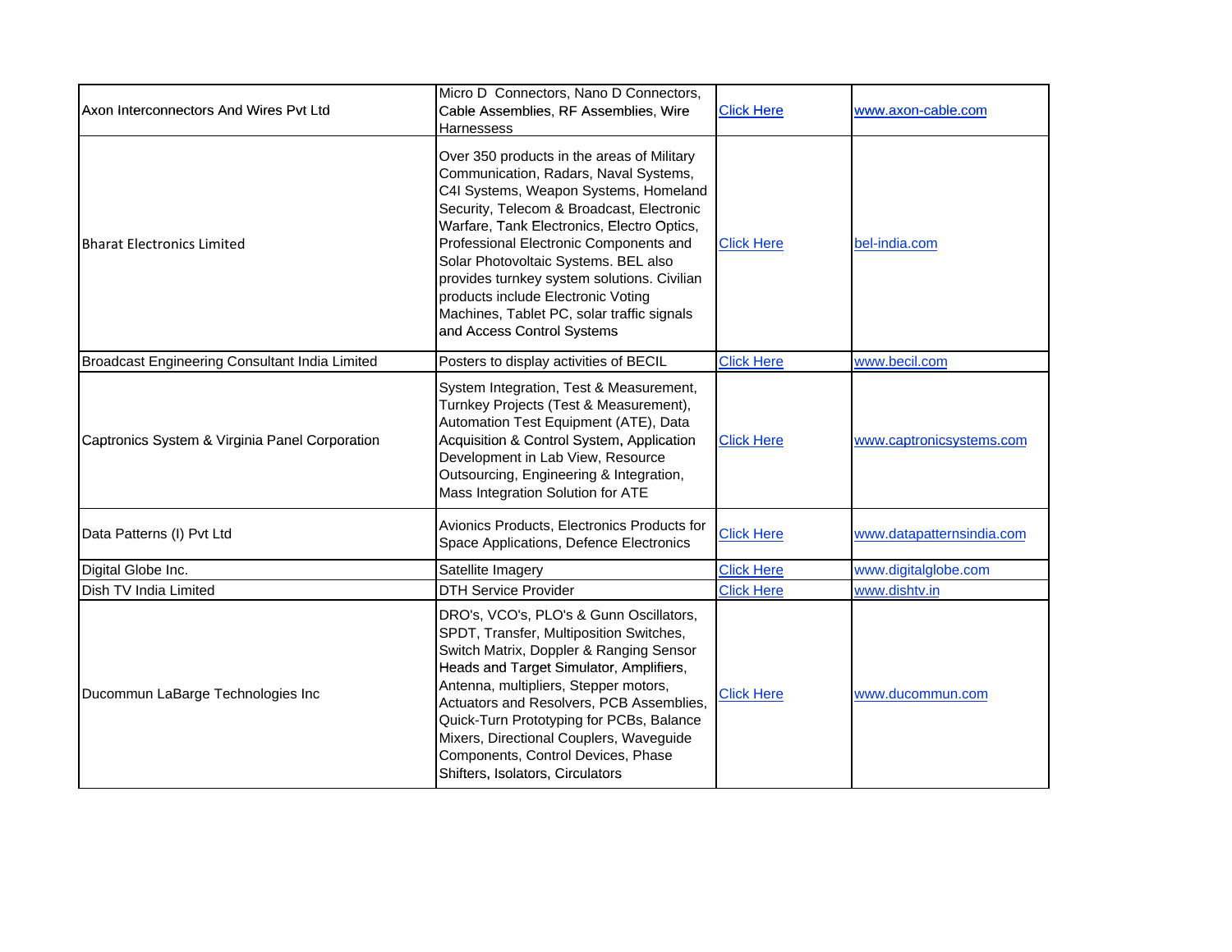| | | | |
|---|---|---|---|
| Axon Interconnectors And Wires Pvt Ltd | Micro D  Connectors, Nano D Connectors, Cable Assemblies, RF Assemblies, Wire Harnessess | Click Here | www.axon-cable.com |
| Bharat Electronics Limited | Over 350 products in the areas of Military Communication, Radars, Naval Systems, C4I Systems, Weapon Systems, Homeland Security, Telecom & Broadcast, Electronic Warfare, Tank Electronics, Electro Optics, Professional Electronic Components and Solar Photovoltaic Systems. BEL also provides turnkey system solutions. Civilian products include Electronic Voting Machines, Tablet PC, solar traffic signals and Access Control Systems | Click Here | bel-india.com |
| Broadcast Engineering Consultant India Limited | Posters to display activities of BECIL | Click Here | www.becil.com |
| Captronics System & Virginia Panel Corporation | System Integration, Test & Measurement, Turnkey Projects (Test & Measurement), Automation Test Equipment (ATE), Data Acquisition & Control System, Application Development in Lab View, Resource Outsourcing, Engineering & Integration, Mass Integration Solution for ATE | Click Here | www.captronicsystems.com |
| Data Patterns (I) Pvt Ltd | Avionics Products, Electronics Products for Space Applications, Defence Electronics | Click Here | www.datapatternsindia.com |
| Digital Globe Inc. | Satellite Imagery | Click Here | www.digitalglobe.com |
| Dish TV India Limited | DTH Service Provider | Click Here | www.dishtv.in |
| Ducommun LaBarge Technologies Inc | DRO's, VCO's, PLO's & Gunn Oscillators, SPDT, Transfer, Multiposition Switches, Switch Matrix, Doppler & Ranging Sensor Heads and Target Simulator, Amplifiers, Antenna, multipliers, Stepper motors, Actuators and Resolvers, PCB Assemblies, Quick-Turn Prototyping for PCBs, Balance Mixers, Directional Couplers, Waveguide Components, Control Devices, Phase Shifters, Isolators, Circulators | Click Here | www.ducommun.com |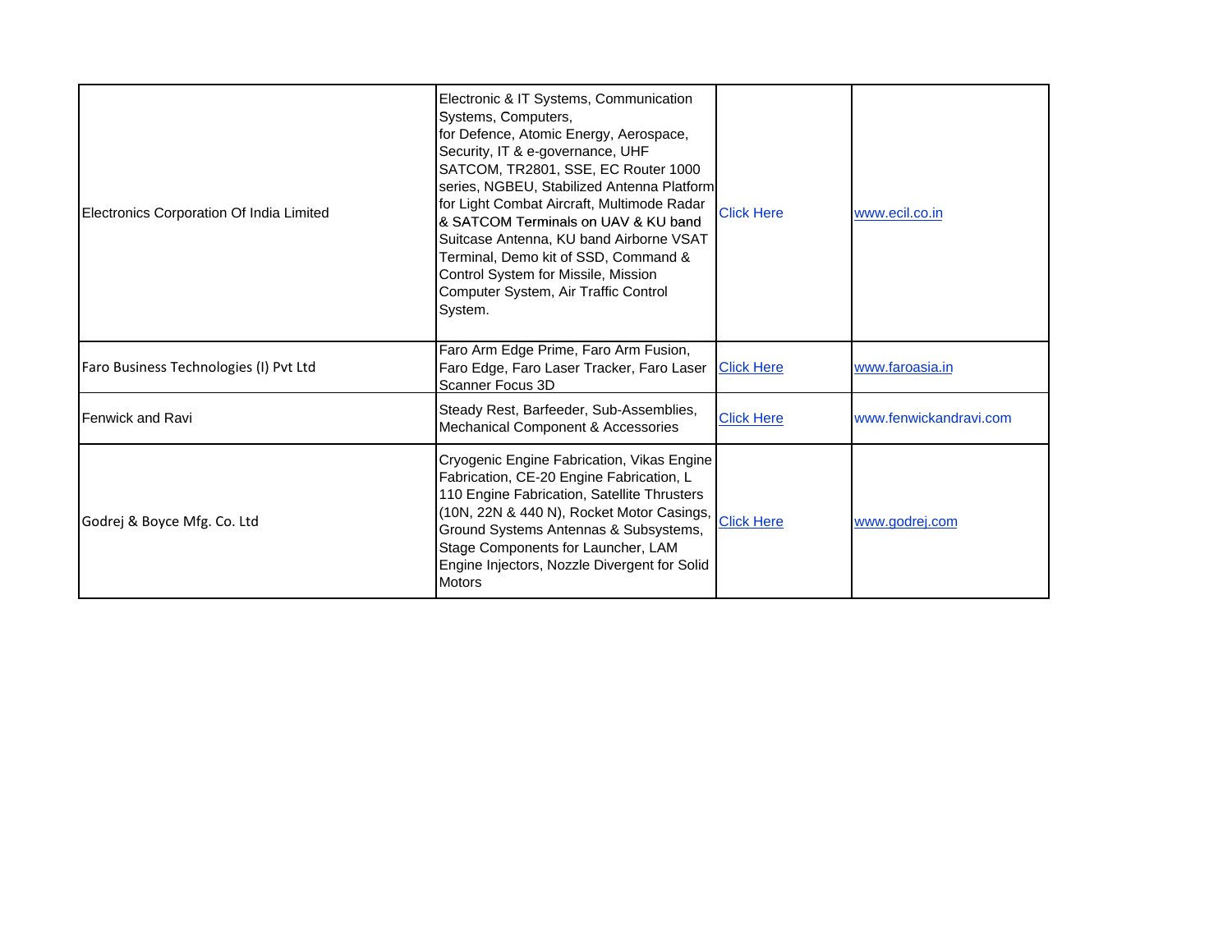| | | | |
|---|---|---|---|
| Electronics Corporation Of India Limited | Electronic & IT Systems, Communication Systems, Computers, for Defence, Atomic Energy, Aerospace, Security, IT & e-governance, UHF SATCOM, TR2801, SSE, EC Router 1000 series, NGBEU, Stabilized Antenna Platform for Light Combat Aircraft, Multimode Radar & SATCOM Terminals on UAV & KU band Suitcase Antenna, KU band Airborne VSAT Terminal, Demo kit of SSD, Command & Control System for Missile, Mission Computer System, Air Traffic Control System. | Click Here | www.ecil.co.in |
| Faro Business Technologies (I) Pvt Ltd | Faro Arm Edge Prime, Faro Arm Fusion, Faro Edge, Faro Laser Tracker, Faro Laser Scanner Focus 3D | Click Here | www.faroasia.in |
| Fenwick and Ravi | Steady Rest, Barfeeder, Sub-Assemblies, Mechanical Component & Accessories | Click Here | www.fenwickandravi.com |
| Godrej & Boyce Mfg. Co. Ltd | Cryogenic Engine Fabrication, Vikas Engine Fabrication, CE-20 Engine Fabrication, L 110 Engine Fabrication, Satellite Thrusters (10N, 22N & 440 N), Rocket Motor Casings, Ground Systems Antennas & Subsystems, Stage Components for Launcher, LAM Engine Injectors, Nozzle Divergent for Solid Motors | Click Here | www.godrej.com |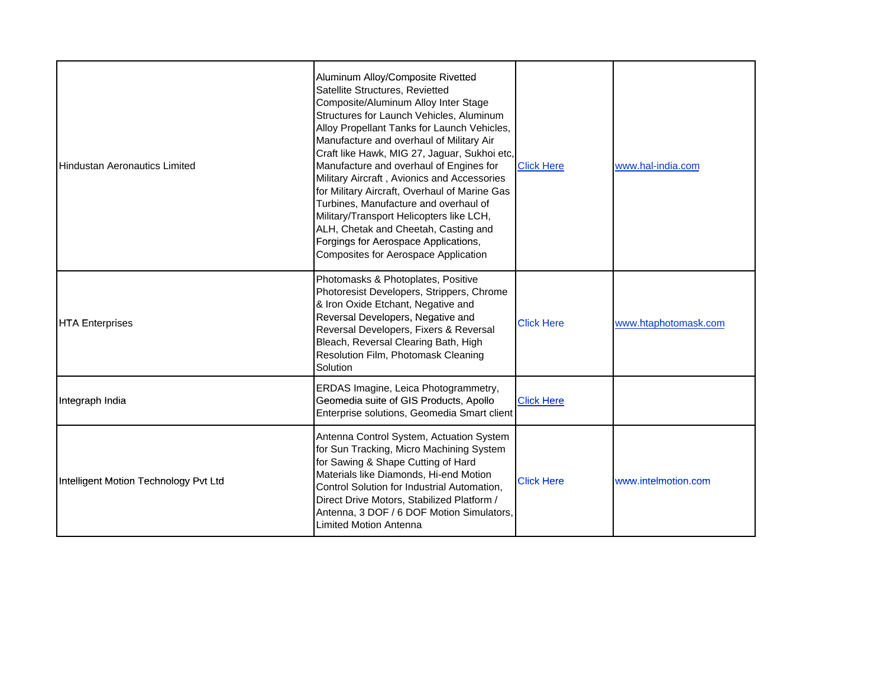| | | | |
|---|---|---|---|
| Hindustan Aeronautics Limited | Aluminum Alloy/Composite Rivetted Satellite Structures, Revietted Composite/Aluminum Alloy Inter Stage Structures for Launch Vehicles, Aluminum Alloy Propellant Tanks for Launch Vehicles, Manufacture and overhaul of Military Air Craft like Hawk, MIG 27, Jaguar, Sukhoi etc, Manufacture and overhaul of Engines for Military Aircraft , Avionics and Accessories for Military Aircraft, Overhaul of Marine Gas Turbines, Manufacture and overhaul of Military/Transport Helicopters like LCH, ALH, Chetak and Cheetah, Casting and Forgings for Aerospace Applications, Composites for Aerospace Application | Click Here | www.hal-india.com |
| HTA Enterprises | Photomasks & Photoplates, Positive Photoresist Developers, Strippers, Chrome & Iron Oxide Etchant, Negative and Reversal Developers, Negative and Reversal Developers, Fixers & Reversal Bleach, Reversal Clearing Bath, High Resolution Film, Photomask Cleaning Solution | Click Here | www.htaphotomask.com |
| Integraph India | ERDAS Imagine, Leica Photogrammetry, Geomedia suite of GIS Products, Apollo Enterprise solutions, Geomedia Smart client | Click Here | |
| Intelligent Motion Technology Pvt Ltd | Antenna Control System, Actuation System for Sun Tracking, Micro Machining System for Sawing & Shape Cutting of Hard Materials like Diamonds, Hi-end Motion Control Solution for Industrial Automation, Direct Drive Motors, Stabilized Platform / Antenna, 3 DOF / 6 DOF Motion Simulators, Limited Motion Antenna | Click Here | www.intelmotion.com |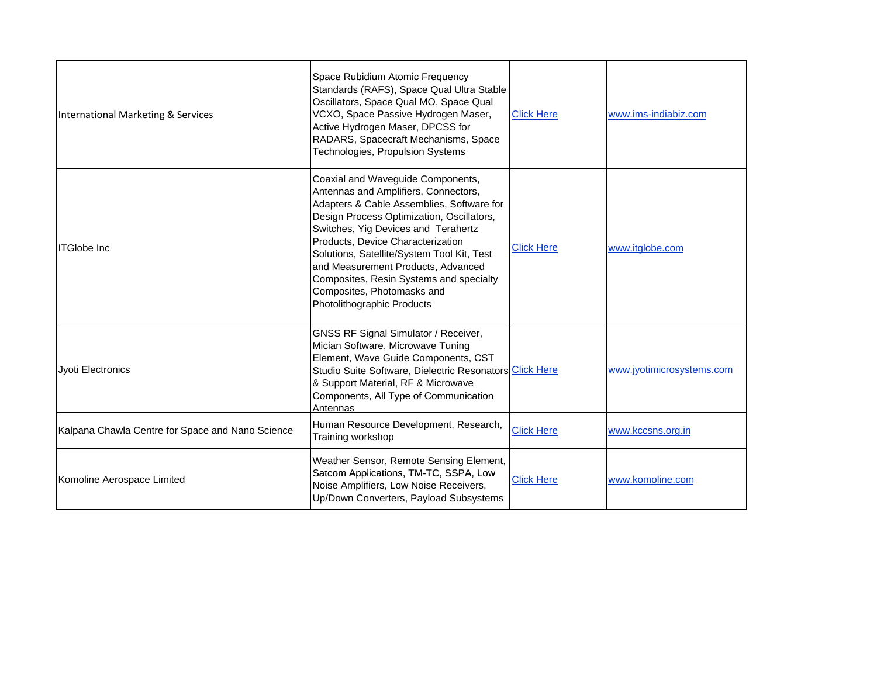| | | | |
|---|---|---|---|
| International Marketing & Services | Space Rubidium Atomic Frequency Standards (RAFS), Space Qual Ultra Stable Oscillators, Space Qual MO, Space Qual VCXO, Space Passive Hydrogen Maser, Active Hydrogen Maser, DPCSS for RADARS, Spacecraft Mechanisms, Space Technologies, Propulsion Systems | Click Here | www.ims-indiabiz.com |
| ITGlobe Inc | Coaxial and Waveguide Components, Antennas and Amplifiers, Connectors, Adapters & Cable Assemblies, Software for Design Process Optimization, Oscillators, Switches, Yig Devices and Terahertz Products, Device Characterization Solutions, Satellite/System Tool Kit, Test and Measurement Products, Advanced Composites, Resin Systems and specialty Composites, Photomasks and Photolithographic Products | Click Here | www.itglobe.com |
| Jyoti Electronics | GNSS RF Signal Simulator / Receiver, Mician Software, Microwave Tuning Element, Wave Guide Components, CST Studio Suite Software, Dielectric Resonators & Support Material, RF & Microwave Components, All Type of Communication Antennas | Click Here | www.jyotimicrosystems.com |
| Kalpana Chawla Centre for Space and Nano Science | Human Resource Development, Research, Training workshop | Click Here | www.kccsns.org.in |
| Komoline Aerospace Limited | Weather Sensor, Remote Sensing Element, Satcom Applications, TM-TC, SSPA, Low Noise Amplifiers, Low Noise Receivers, Up/Down Converters, Payload Subsystems | Click Here | www.komoline.com |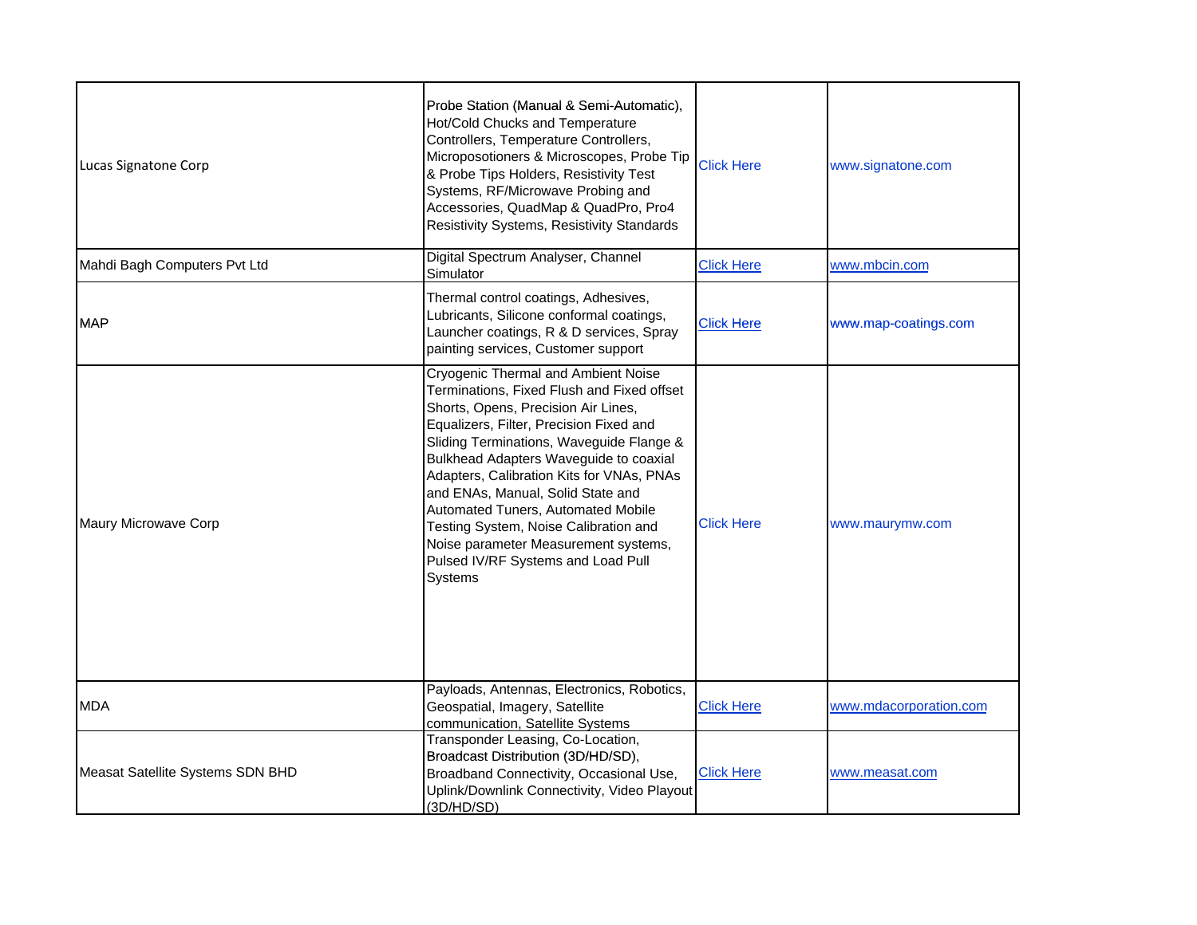| | | | |
|---|---|---|---|
| Lucas Signatone Corp | Probe Station (Manual & Semi-Automatic), Hot/Cold Chucks and Temperature Controllers, Temperature Controllers, Microposotioners & Microscopes, Probe Tip & Probe Tips Holders, Resistivity Test Systems, RF/Microwave Probing and Accessories, QuadMap & QuadPro, Pro4 Resistivity Systems, Resistivity Standards | Click Here | www.signatone.com |
| Mahdi Bagh Computers Pvt Ltd | Digital Spectrum Analyser, Channel Simulator | Click Here | www.mbcin.com |
| MAP | Thermal control coatings, Adhesives, Lubricants, Silicone conformal coatings, Launcher coatings, R & D services, Spray painting services, Customer support | Click Here | www.map-coatings.com |
| Maury Microwave Corp | Cryogenic Thermal and Ambient Noise Terminations, Fixed Flush and Fixed offset Shorts, Opens, Precision Air Lines, Equalizers, Filter, Precision Fixed and Sliding Terminations, Waveguide Flange & Bulkhead Adapters Waveguide to coaxial Adapters, Calibration Kits for VNAs, PNAs and ENAs, Manual, Solid State and Automated Tuners, Automated Mobile Testing System, Noise Calibration and Noise parameter Measurement systems, Pulsed IV/RF Systems and Load Pull Systems | Click Here | www.maurymw.com |
| MDA | Payloads, Antennas, Electronics, Robotics, Geospatial, Imagery, Satellite communication, Satellite Systems | Click Here | www.mdacorporation.com |
| Measat Satellite Systems SDN BHD | Transponder Leasing, Co-Location, Broadcast Distribution (3D/HD/SD), Broadband Connectivity, Occasional Use, Uplink/Downlink Connectivity, Video Playout (3D/HD/SD) | Click Here | www.measat.com |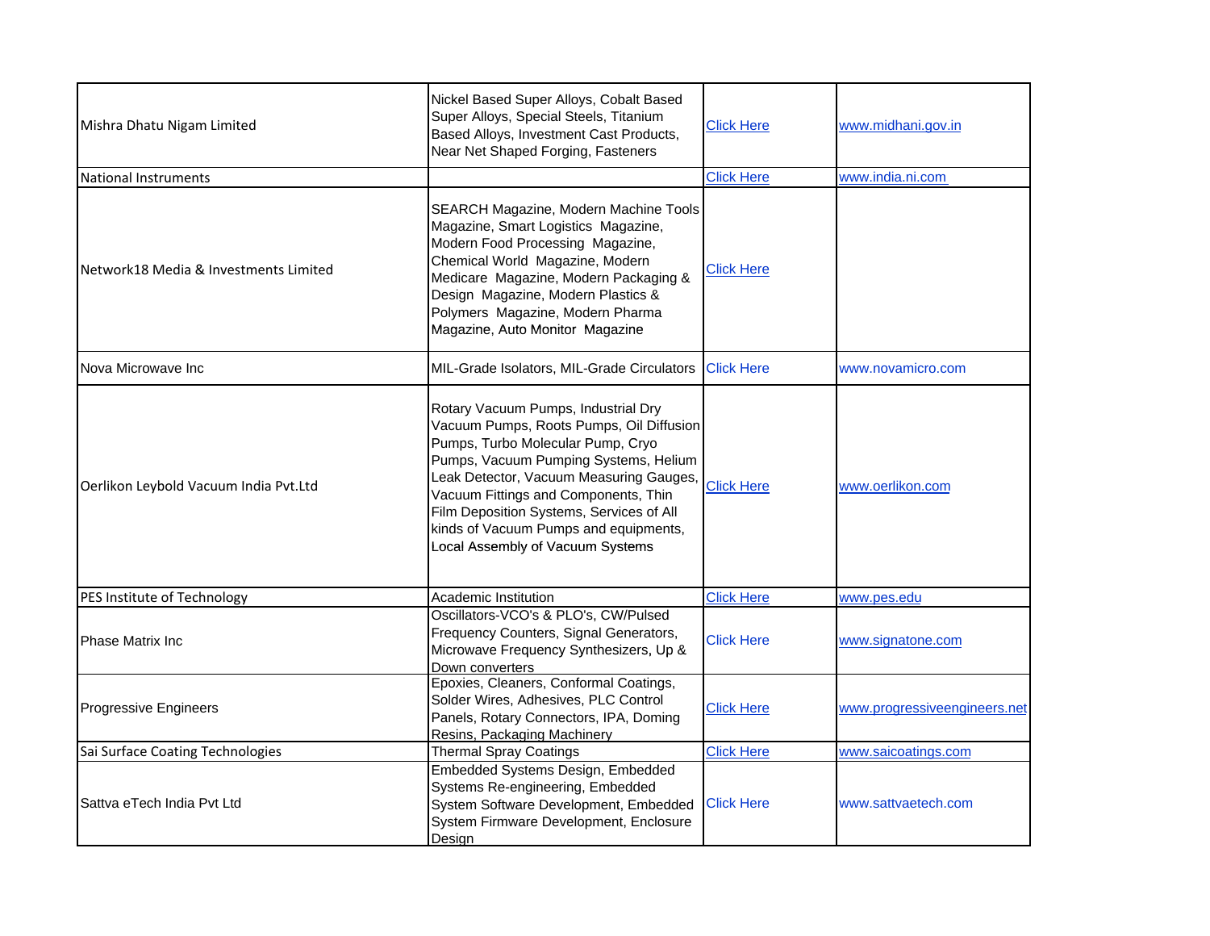| | | | |
|---|---|---|---|
| Mishra Dhatu Nigam Limited | Nickel Based Super Alloys, Cobalt Based Super Alloys, Special Steels, Titanium Based Alloys, Investment Cast Products, Near Net Shaped Forging, Fasteners | Click Here | www.midhani.gov.in |
| National Instruments | | Click Here | www.india.ni.com |
| Network18 Media & Investments Limited | SEARCH Magazine, Modern Machine Tools Magazine, Smart Logistics Magazine, Modern Food Processing Magazine, Chemical World Magazine, Modern Medicare Magazine, Modern Packaging & Design Magazine, Modern Plastics & Polymers Magazine, Modern Pharma Magazine, Auto Monitor Magazine | Click Here | |
| Nova Microwave Inc | MIL-Grade Isolators, MIL-Grade Circulators | Click Here | www.novamicro.com |
| Oerlikon Leybold Vacuum India Pvt.Ltd | Rotary Vacuum Pumps, Industrial Dry Vacuum Pumps, Roots Pumps, Oil Diffusion Pumps, Turbo Molecular Pump, Cryo Pumps, Vacuum Pumping Systems, Helium Leak Detector, Vacuum Measuring Gauges, Vacuum Fittings and Components, Thin Film Deposition Systems, Services of All kinds of Vacuum Pumps and equipments, Local Assembly of Vacuum Systems | Click Here | www.oerlikon.com |
| PES Institute of Technology | Academic Institution | Click Here | www.pes.edu |
| Phase Matrix Inc | Oscillators-VCO's & PLO's, CW/Pulsed Frequency Counters, Signal Generators, Microwave Frequency Synthesizers, Up & Down converters | Click Here | www.signatone.com |
| Progressive Engineers | Epoxies, Cleaners, Conformal Coatings, Solder Wires, Adhesives, PLC Control Panels, Rotary Connectors, IPA, Doming Resins, Packaging Machinery | Click Here | www.progressiveengineers.net |
| Sai Surface Coating Technologies | Thermal Spray Coatings | Click Here | www.saicoatings.com |
| Sattva eTech India Pvt Ltd | Embedded Systems Design, Embedded Systems Re-engineering, Embedded System Software Development, Embedded System Firmware Development, Enclosure Design | Click Here | www.sattvaetech.com |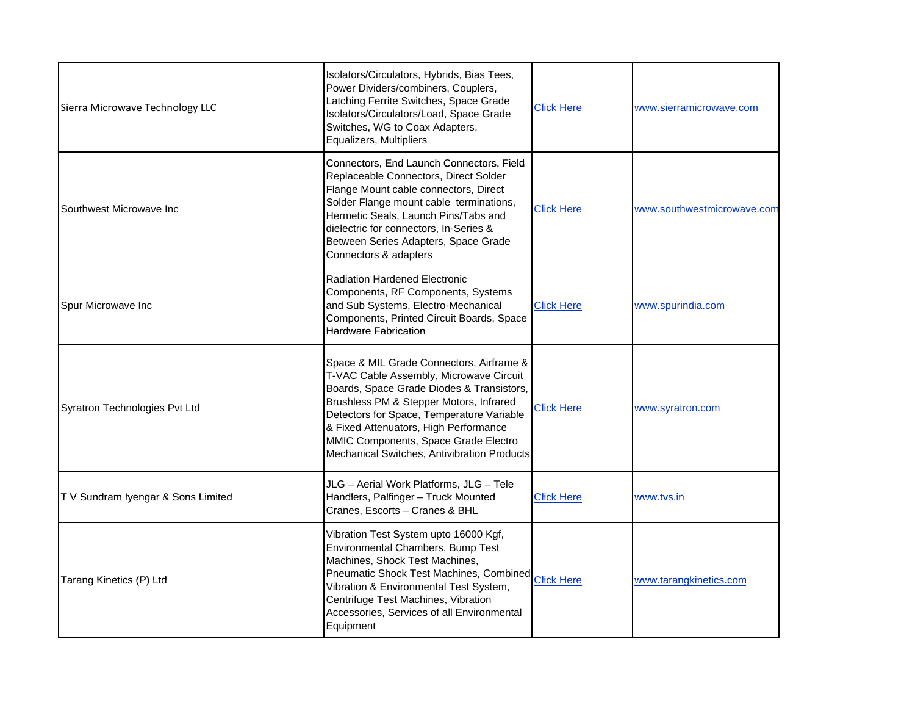| | | | |
|---|---|---|---|
| Sierra Microwave Technology LLC | Isolators/Circulators, Hybrids, Bias Tees, Power Dividers/combiners, Couplers, Latching Ferrite Switches, Space Grade Isolators/Circulators/Load, Space Grade Switches, WG to Coax Adapters, Equalizers, Multipliers | Click Here | www.sierramicrowave.com |
| Southwest Microwave Inc | Connectors, End Launch Connectors, Field Replaceable Connectors, Direct Solder Flange Mount cable connectors, Direct Solder Flange mount cable terminations, Hermetic Seals, Launch Pins/Tabs and dielectric for connectors, In-Series & Between Series Adapters, Space Grade Connectors & adapters | Click Here | www.southwestmicrowave.com |
| Spur Microwave Inc | Radiation Hardened Electronic Components, RF Components, Systems and Sub Systems, Electro-Mechanical Components, Printed Circuit Boards, Space Hardware Fabrication | Click Here | www.spurindia.com |
| Syratron Technologies Pvt Ltd | Space & MIL Grade Connectors, Airframe & T-VAC Cable Assembly, Microwave Circuit Boards, Space Grade Diodes & Transistors, Brushless PM & Stepper Motors, Infrared Detectors for Space, Temperature Variable & Fixed Attenuators, High Performance MMIC Components, Space Grade Electro Mechanical Switches, Antivibration Products | Click Here | www.syratron.com |
| T V Sundram Iyengar & Sons Limited | JLG – Aerial Work Platforms, JLG – Tele Handlers, Palfinger – Truck Mounted Cranes, Escorts – Cranes & BHL | Click Here | www.tvs.in |
| Tarang Kinetics (P) Ltd | Vibration Test System upto 16000 Kgf, Environmental Chambers, Bump Test Machines, Shock Test Machines, Pneumatic Shock Test Machines, Combined Vibration & Environmental Test System, Centrifuge Test Machines, Vibration Accessories, Services of all Environmental Equipment | Click Here | www.tarangkinetics.com |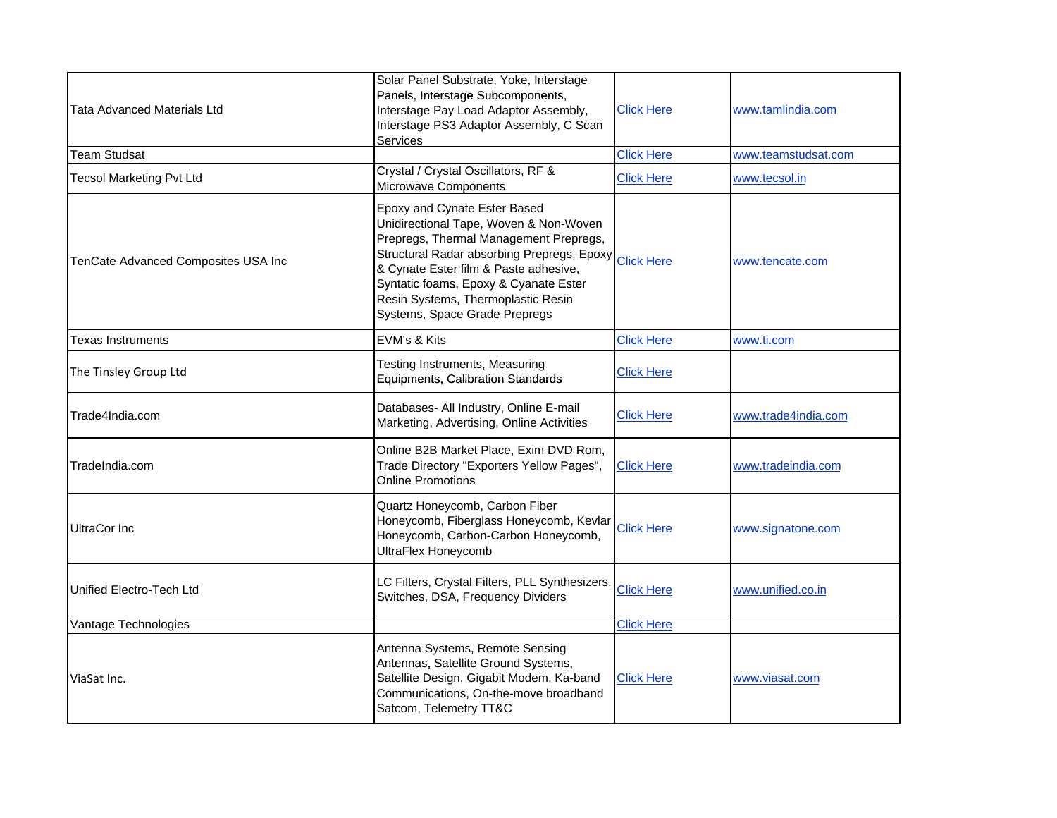| | | | |
|---|---|---|---|
| Tata Advanced Materials Ltd | Solar Panel Substrate, Yoke, Interstage Panels, Interstage Subcomponents, Interstage Pay Load Adaptor Assembly, Interstage PS3 Adaptor Assembly, C Scan Services | Click Here | www.tamlindia.com |
| Team Studsat | | Click Here | www.teamstudsat.com |
| Tecsol Marketing Pvt Ltd | Crystal / Crystal Oscillators, RF & Microwave Components | Click Here | www.tecsol.in |
| TenCate Advanced Composites USA Inc | Epoxy and Cynate Ester Based Unidirectional Tape, Woven & Non-Woven Prepregs, Thermal Management Prepregs, Structural Radar absorbing Prepregs, Epoxy & Cynate Ester film & Paste adhesive, Syntatic foams, Epoxy & Cyanate Ester Resin Systems, Thermoplastic Resin Systems, Space Grade Prepregs | Click Here | www.tencate.com |
| Texas Instruments | EVM's & Kits | Click Here | www.ti.com |
| The Tinsley Group Ltd | Testing Instruments, Measuring Equipments, Calibration Standards | Click Here | |
| Trade4India.com | Databases- All Industry, Online E-mail Marketing, Advertising, Online Activities | Click Here | www.trade4india.com |
| TradeIndia.com | Online B2B Market Place, Exim DVD Rom, Trade Directory "Exporters Yellow Pages", Online Promotions | Click Here | www.tradeindia.com |
| UltraCor Inc | Quartz Honeycomb, Carbon Fiber Honeycomb, Fiberglass Honeycomb, Kevlar Honeycomb, Carbon-Carbon Honeycomb, UltraFlex Honeycomb | Click Here | www.signatone.com |
| Unified Electro-Tech Ltd | LC Filters, Crystal Filters, PLL Synthesizers, Switches, DSA, Frequency Dividers | Click Here | www.unified.co.in |
| Vantage Technologies | | Click Here | |
| ViaSat Inc. | Antenna Systems, Remote Sensing Antennas, Satellite Ground Systems, Satellite Design, Gigabit Modem, Ka-band Communications, On-the-move broadband Satcom, Telemetry TT&C | Click Here | www.viasat.com |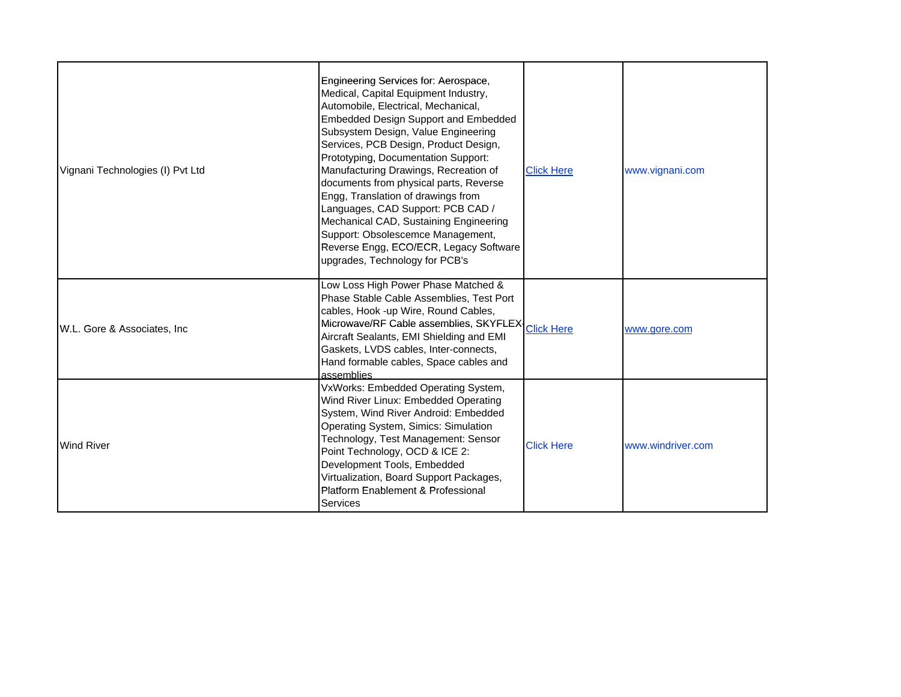| | | | |
|---|---|---|---|
| Vignani Technologies (I) Pvt Ltd | Engineering Services for: Aerospace, Medical, Capital Equipment Industry, Automobile, Electrical, Mechanical, Embedded Design Support and Embedded Subsystem Design, Value Engineering Services, PCB Design, Product Design, Prototyping, Documentation Support: Manufacturing Drawings, Recreation of documents from physical parts, Reverse Engg, Translation of drawings from Languages, CAD Support: PCB CAD / Mechanical CAD, Sustaining Engineering Support: Obsolescemce Management, Reverse Engg, ECO/ECR, Legacy Software upgrades, Technology for PCB's | Click Here | www.vignani.com |
| W.L. Gore & Associates, Inc | Low Loss High Power Phase Matched & Phase Stable Cable Assemblies, Test Port cables, Hook -up Wire, Round Cables, Microwave/RF Cable assemblies, SKYFLEX: Aircraft Sealants, EMI Shielding and EMI Gaskets, LVDS cables, Inter-connects, Hand formable cables, Space cables and assemblies | Click Here | www.gore.com |
| Wind River | VxWorks: Embedded Operating System, Wind River Linux: Embedded Operating System, Wind River Android: Embedded Operating System, Simics: Simulation Technology, Test Management: Sensor Point Technology, OCD & ICE 2: Development Tools, Embedded Virtualization, Board Support Packages, Platform Enablement & Professional Services | Click Here | www.windriver.com |